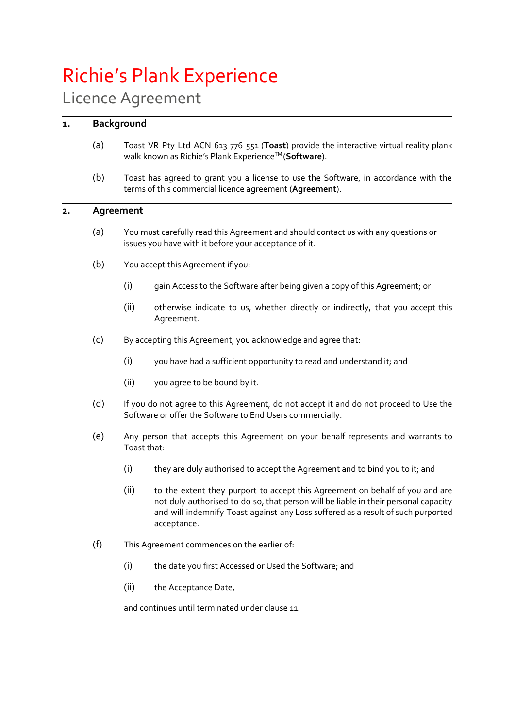# Richie's Plank Experience

## Licence Agreement

### 1. Background

(a) Toast VR Pty Ltd ACN 613 776 551 (**Toast**) provide the interactive virtual reality plank walk known as Richie's Plank Experience™ (**Software**).

(b) Toast has agreed to grant you a license to use the Software, in accordance with the terms of this commercial licence agreement (**Agreement**).

### 2. Agreement

(a) You must carefully read this Agreement and should contact us with any questions or issues you have with it before your acceptance of it.

(b) You accept this Agreement if you:

(i) gain Access to the Software after being given a copy of this Agreement; or

(ii) otherwise indicate to us, whether directly or indirectly, that you accept this Agreement.

(c) By accepting this Agreement, you acknowledge and agree that:

(i) you have had a sufficient opportunity to read and understand it; and

(ii) you agree to be bound by it.

(d) If you do not agree to this Agreement, do not accept it and do not proceed to Use the Software or offer the Software to End Users commercially.

(e) Any person that accepts this Agreement on your behalf represents and warrants to Toast that:

(i) they are duly authorised to accept the Agreement and to bind you to it; and

(ii) to the extent they purport to accept this Agreement on behalf of you and are not duly authorised to do so, that person will be liable in their personal capacity and will indemnify Toast against any Loss suffered as a result of such purported acceptance.

(f) This Agreement commences on the earlier of:

(i) the date you first Accessed or Used the Software; and

(ii) the Acceptance Date,

and continues until terminated under clause 11.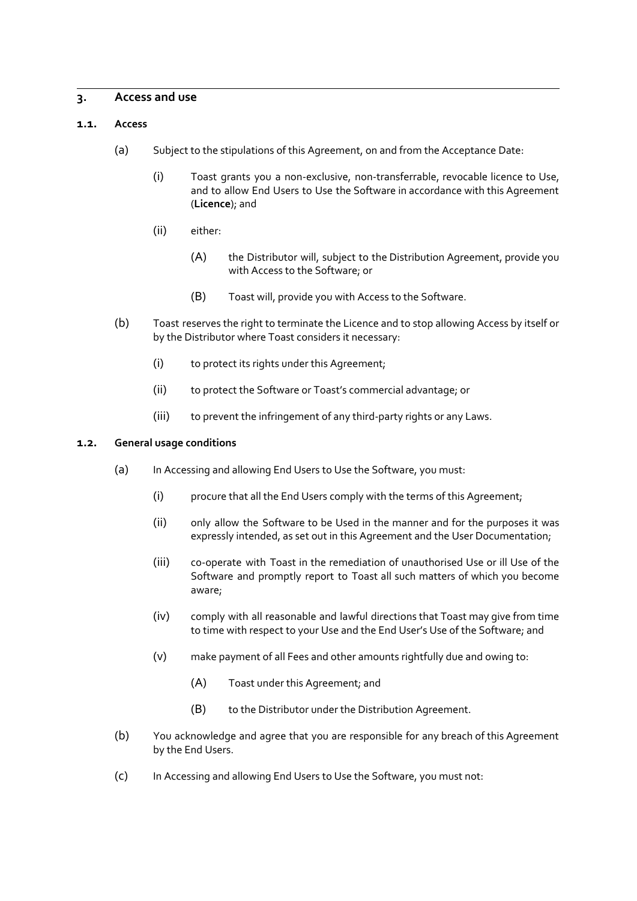## 3. Access and use

### 1.1. Access

(a) Subject to the stipulations of this Agreement, on and from the Acceptance Date:

(i) Toast grants you a non-exclusive, non-transferrable, revocable licence to Use, and to allow End Users to Use the Software in accordance with this Agreement (**Licence**); and

(ii) either:

(A) the Distributor will, subject to the Distribution Agreement, provide you with Access to the Software; or

(B) Toast will, provide you with Access to the Software.

(b) Toast reserves the right to terminate the Licence and to stop allowing Access by itself or by the Distributor where Toast considers it necessary:

(i) to protect its rights under this Agreement;

(ii) to protect the Software or Toast's commercial advantage; or

(iii) to prevent the infringement of any third-party rights or any Laws.

### 1.2. General usage conditions

(a) In Accessing and allowing End Users to Use the Software, you must:

(i) procure that all the End Users comply with the terms of this Agreement;

(ii) only allow the Software to be Used in the manner and for the purposes it was expressly intended, as set out in this Agreement and the User Documentation;

(iii) co-operate with Toast in the remediation of unauthorised Use or ill Use of the Software and promptly report to Toast all such matters of which you become aware;

(iv) comply with all reasonable and lawful directions that Toast may give from time to time with respect to your Use and the End User's Use of the Software; and

(v) make payment of all Fees and other amounts rightfully due and owing to:

(A) Toast under this Agreement; and

(B) to the Distributor under the Distribution Agreement.

(b) You acknowledge and agree that you are responsible for any breach of this Agreement by the End Users.

(c) In Accessing and allowing End Users to Use the Software, you must not: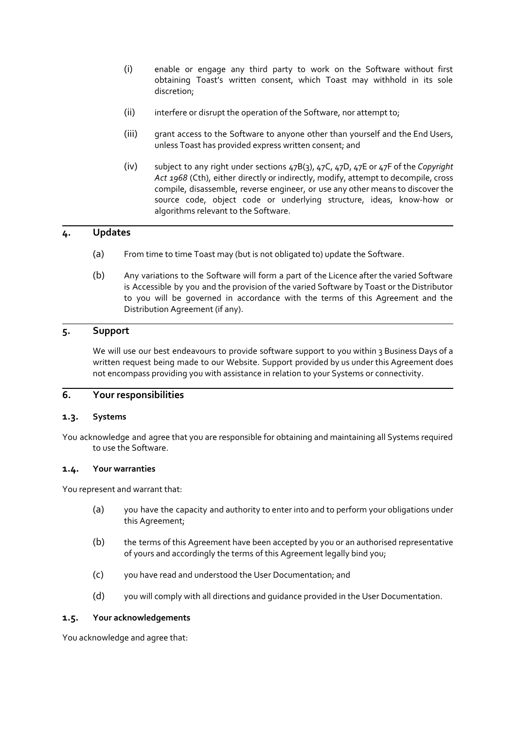(i) enable or engage any third party to work on the Software without first obtaining Toast's written consent, which Toast may withhold in its sole discretion;

(ii) interfere or disrupt the operation of the Software, nor attempt to;

(iii) grant access to the Software to anyone other than yourself and the End Users, unless Toast has provided express written consent; and

(iv) subject to any right under sections 47B(3), 47C, 47D, 47E or 47F of the *Copyright Act 1968* (Cth), either directly or indirectly, modify, attempt to decompile, cross compile, disassemble, reverse engineer, or use any other means to discover the source code, object code or underlying structure, ideas, know-how or algorithms relevant to the Software.

## 4. Updates

(a) From time to time Toast may (but is not obligated to) update the Software.

(b) Any variations to the Software will form a part of the Licence after the varied Software is Accessible by you and the provision of the varied Software by Toast or the Distributor to you will be governed in accordance with the terms of this Agreement and the Distribution Agreement (if any).

## 5. Support

We will use our best endeavours to provide software support to you within 3 Business Days of a written request being made to our Website. Support provided by us under this Agreement does not encompass providing you with assistance in relation to your Systems or connectivity.

## 6. Your responsibilities

### 1.3. Systems

You acknowledge and agree that you are responsible for obtaining and maintaining all Systems required to use the Software.

### 1.4. Your warranties

You represent and warrant that:

(a) you have the capacity and authority to enter into and to perform your obligations under this Agreement;

(b) the terms of this Agreement have been accepted by you or an authorised representative of yours and accordingly the terms of this Agreement legally bind you;

(c) you have read and understood the User Documentation; and

(d) you will comply with all directions and guidance provided in the User Documentation.

### 1.5. Your acknowledgements

You acknowledge and agree that: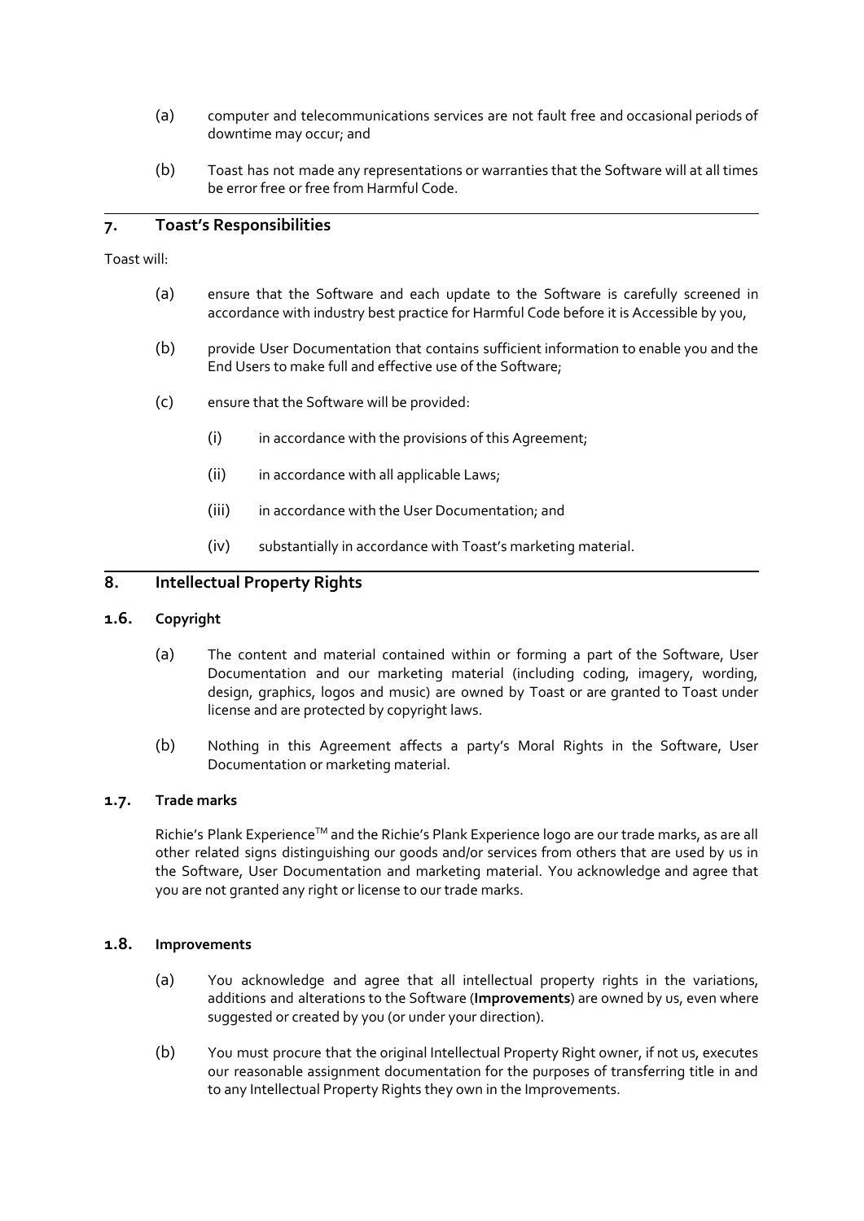(a) computer and telecommunications services are not fault free and occasional periods of downtime may occur; and

(b) Toast has not made any representations or warranties that the Software will at all times be error free or free from Harmful Code.

## 7. Toast's Responsibilities

Toast will:

(a) ensure that the Software and each update to the Software is carefully screened in accordance with industry best practice for Harmful Code before it is Accessible by you,

(b) provide User Documentation that contains sufficient information to enable you and the End Users to make full and effective use of the Software;

(c) ensure that the Software will be provided:

(i) in accordance with the provisions of this Agreement;

(ii) in accordance with all applicable Laws;

(iii) in accordance with the User Documentation; and

(iv) substantially in accordance with Toast's marketing material.

## 8. Intellectual Property Rights

### 1.6. Copyright

(a) The content and material contained within or forming a part of the Software, User Documentation and our marketing material (including coding, imagery, wording, design, graphics, logos and music) are owned by Toast or are granted to Toast under license and are protected by copyright laws.

(b) Nothing in this Agreement affects a party's Moral Rights in the Software, User Documentation or marketing material.

### 1.7. Trade marks

Richie's Plank Experience™ and the Richie's Plank Experience logo are our trade marks, as are all other related signs distinguishing our goods and/or services from others that are used by us in the Software, User Documentation and marketing material. You acknowledge and agree that you are not granted any right or license to our trade marks.

### 1.8. Improvements

(a) You acknowledge and agree that all intellectual property rights in the variations, additions and alterations to the Software (**Improvements**) are owned by us, even where suggested or created by you (or under your direction).

(b) You must procure that the original Intellectual Property Right owner, if not us, executes our reasonable assignment documentation for the purposes of transferring title in and to any Intellectual Property Rights they own in the Improvements.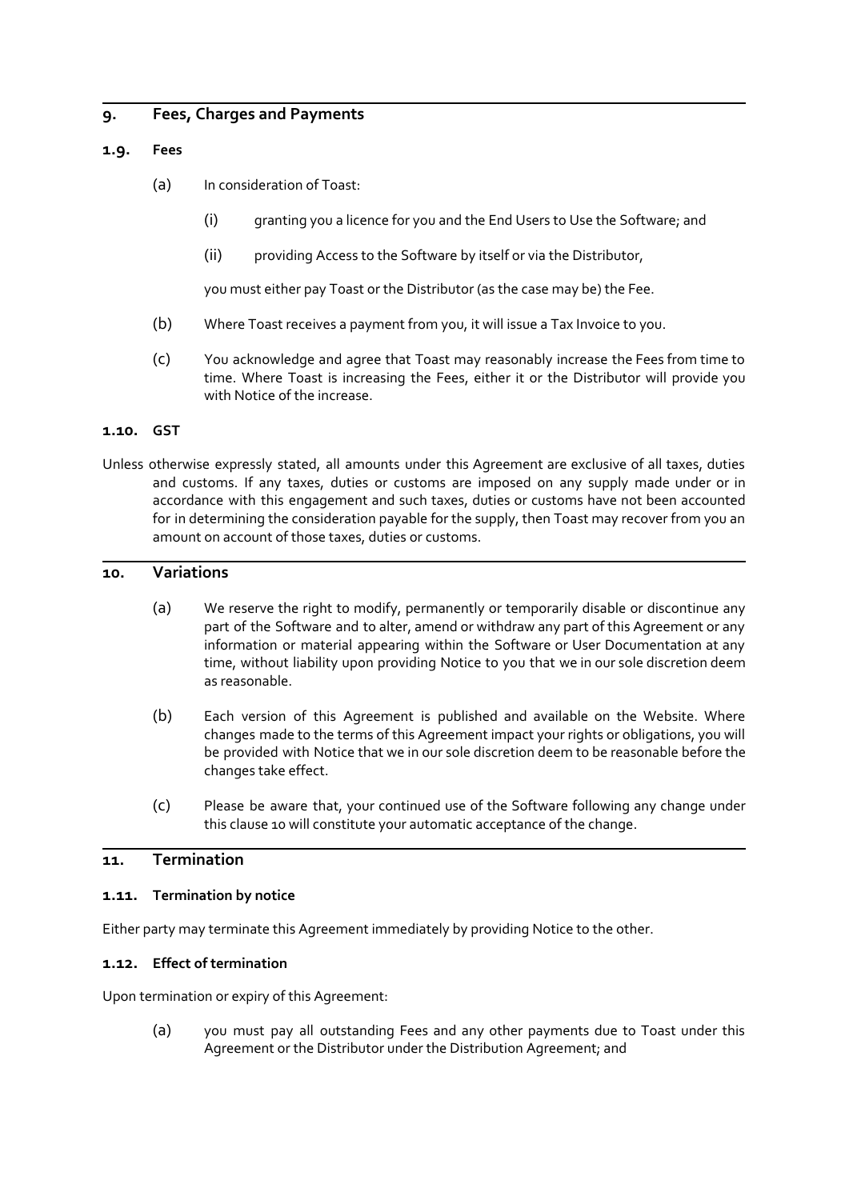## 9. Fees, Charges and Payments

### 1.9. Fees

(a) In consideration of Toast:

(i) granting you a licence for you and the End Users to Use the Software; and

(ii) providing Access to the Software by itself or via the Distributor,

you must either pay Toast or the Distributor (as the case may be) the Fee.

(b) Where Toast receives a payment from you, it will issue a Tax Invoice to you.

(c) You acknowledge and agree that Toast may reasonably increase the Fees from time to time. Where Toast is increasing the Fees, either it or the Distributor will provide you with Notice of the increase.

### 1.10. GST

Unless otherwise expressly stated, all amounts under this Agreement are exclusive of all taxes, duties and customs. If any taxes, duties or customs are imposed on any supply made under or in accordance with this engagement and such taxes, duties or customs have not been accounted for in determining the consideration payable for the supply, then Toast may recover from you an amount on account of those taxes, duties or customs.

## 10. Variations

(a) We reserve the right to modify, permanently or temporarily disable or discontinue any part of the Software and to alter, amend or withdraw any part of this Agreement or any information or material appearing within the Software or User Documentation at any time, without liability upon providing Notice to you that we in our sole discretion deem as reasonable.

(b) Each version of this Agreement is published and available on the Website. Where changes made to the terms of this Agreement impact your rights or obligations, you will be provided with Notice that we in our sole discretion deem to be reasonable before the changes take effect.

(c) Please be aware that, your continued use of the Software following any change under this clause 10 will constitute your automatic acceptance of the change.

## 11. Termination

### 1.11. Termination by notice

Either party may terminate this Agreement immediately by providing Notice to the other.

### 1.12. Effect of termination

Upon termination or expiry of this Agreement:

(a) you must pay all outstanding Fees and any other payments due to Toast under this Agreement or the Distributor under the Distribution Agreement; and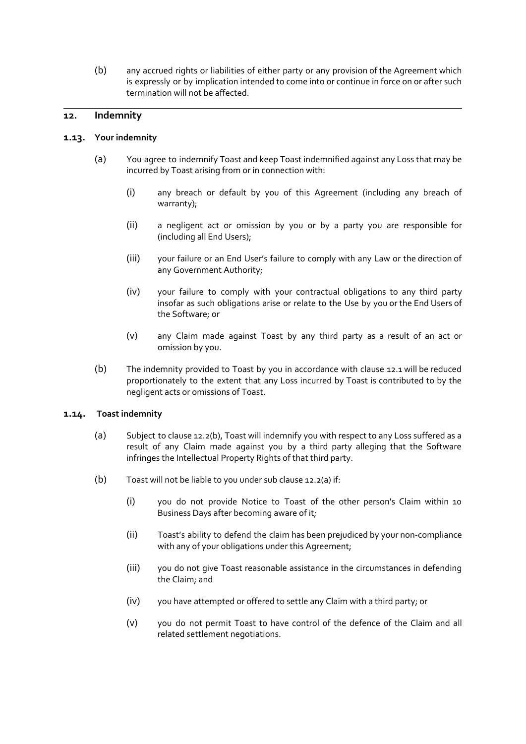(b) any accrued rights or liabilities of either party or any provision of the Agreement which is expressly or by implication intended to come into or continue in force on or after such termination will not be affected.

## 12. Indemnity

### 1.13. Your indemnity

(a) You agree to indemnify Toast and keep Toast indemnified against any Loss that may be incurred by Toast arising from or in connection with:

(i) any breach or default by you of this Agreement (including any breach of warranty);

(ii) a negligent act or omission by you or by a party you are responsible for (including all End Users);

(iii) your failure or an End User's failure to comply with any Law or the direction of any Government Authority;

(iv) your failure to comply with your contractual obligations to any third party insofar as such obligations arise or relate to the Use by you or the End Users of the Software; or

(v) any Claim made against Toast by any third party as a result of an act or omission by you.

(b) The indemnity provided to Toast by you in accordance with clause 12.1 will be reduced proportionately to the extent that any Loss incurred by Toast is contributed to by the negligent acts or omissions of Toast.

### 1.14. Toast indemnity

(a) Subject to clause 12.2(b), Toast will indemnify you with respect to any Loss suffered as a result of any Claim made against you by a third party alleging that the Software infringes the Intellectual Property Rights of that third party.

(b) Toast will not be liable to you under sub clause 12.2(a) if:

(i) you do not provide Notice to Toast of the other person's Claim within 10 Business Days after becoming aware of it;

(ii) Toast's ability to defend the claim has been prejudiced by your non-compliance with any of your obligations under this Agreement;

(iii) you do not give Toast reasonable assistance in the circumstances in defending the Claim; and

(iv) you have attempted or offered to settle any Claim with a third party; or

(v) you do not permit Toast to have control of the defence of the Claim and all related settlement negotiations.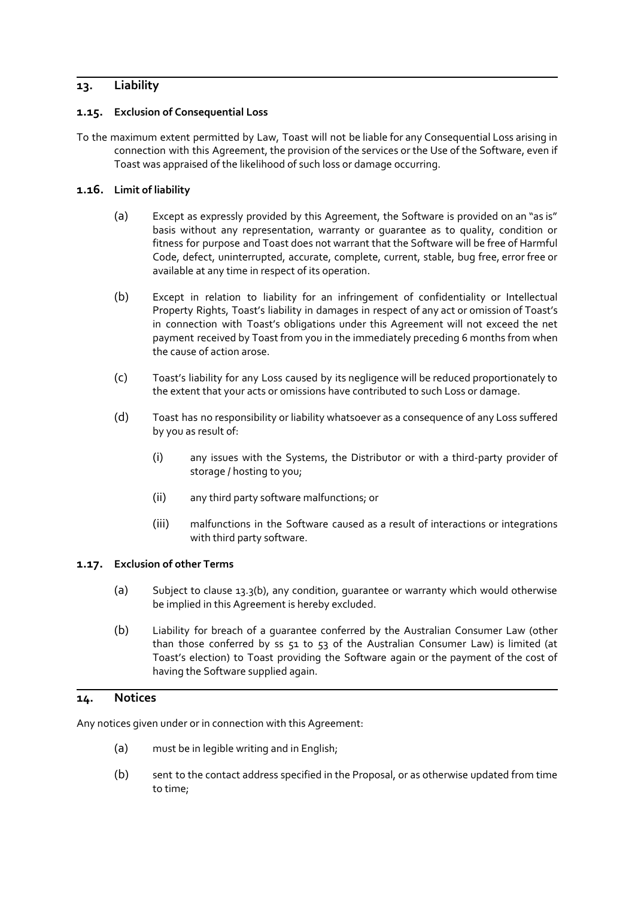## 13. Liability

### 1.15. Exclusion of Consequential Loss

To the maximum extent permitted by Law, Toast will not be liable for any Consequential Loss arising in connection with this Agreement, the provision of the services or the Use of the Software, even if Toast was appraised of the likelihood of such loss or damage occurring.

### 1.16. Limit of liability

(a) Except as expressly provided by this Agreement, the Software is provided on an "as is" basis without any representation, warranty or guarantee as to quality, condition or fitness for purpose and Toast does not warrant that the Software will be free of Harmful Code, defect, uninterrupted, accurate, complete, current, stable, bug free, error free or available at any time in respect of its operation.

(b) Except in relation to liability for an infringement of confidentiality or Intellectual Property Rights, Toast's liability in damages in respect of any act or omission of Toast's in connection with Toast's obligations under this Agreement will not exceed the net payment received by Toast from you in the immediately preceding 6 months from when the cause of action arose.

(c) Toast's liability for any Loss caused by its negligence will be reduced proportionately to the extent that your acts or omissions have contributed to such Loss or damage.

(d) Toast has no responsibility or liability whatsoever as a consequence of any Loss suffered by you as result of:

(i) any issues with the Systems, the Distributor or with a third-party provider of storage / hosting to you;

(ii) any third party software malfunctions; or

(iii) malfunctions in the Software caused as a result of interactions or integrations with third party software.

### 1.17. Exclusion of other Terms

(a) Subject to clause 13.3(b), any condition, guarantee or warranty which would otherwise be implied in this Agreement is hereby excluded.

(b) Liability for breach of a guarantee conferred by the Australian Consumer Law (other than those conferred by ss 51 to 53 of the Australian Consumer Law) is limited (at Toast's election) to Toast providing the Software again or the payment of the cost of having the Software supplied again.

## 14. Notices

Any notices given under or in connection with this Agreement:

(a) must be in legible writing and in English;

(b) sent to the contact address specified in the Proposal, or as otherwise updated from time to time;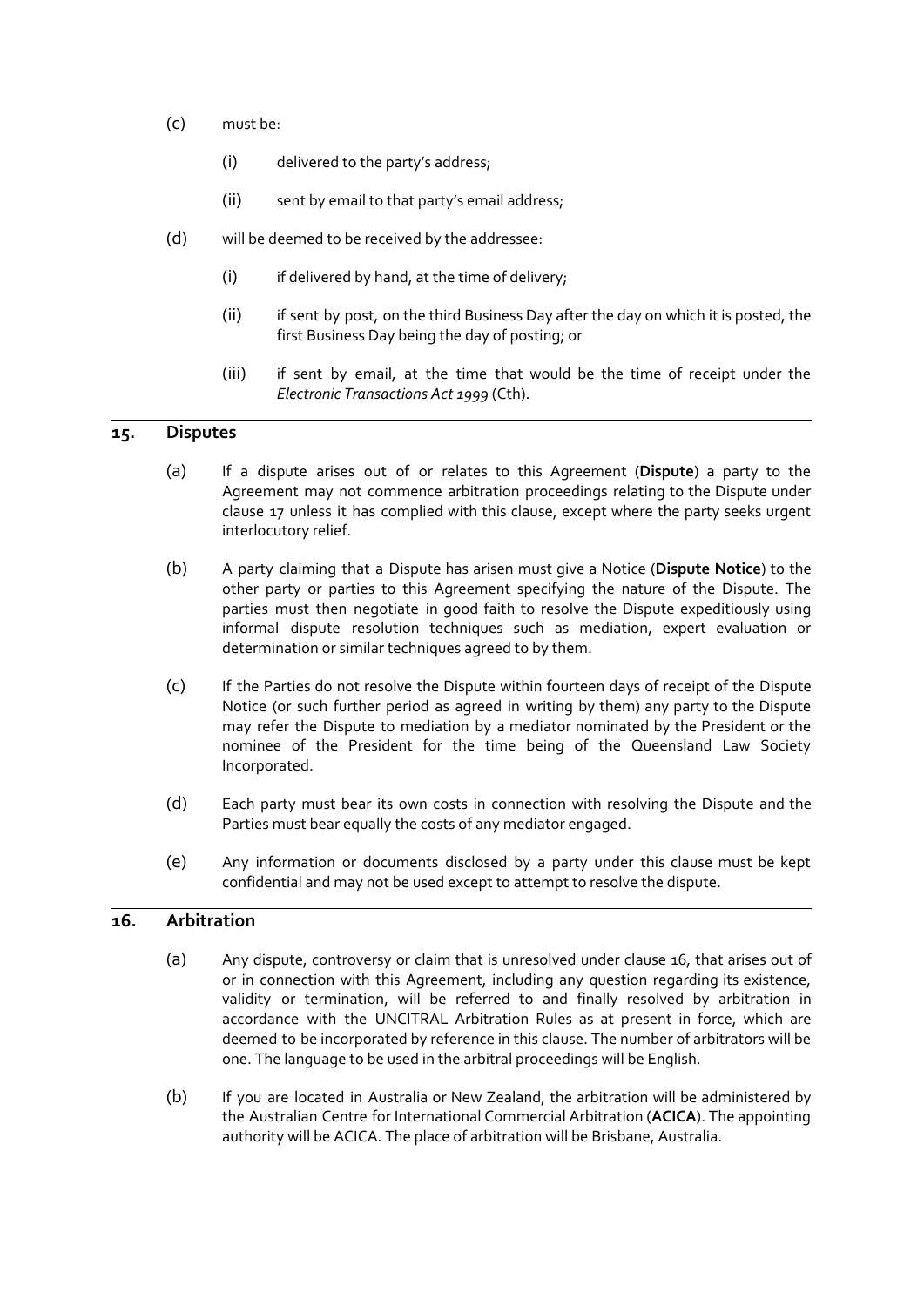(c) must be:

  (i) delivered to the party's address;

  (ii) sent by email to that party's email address;

(d) will be deemed to be received by the addressee:

  (i) if delivered by hand, at the time of delivery;

  (ii) if sent by post, on the third Business Day after the day on which it is posted, the first Business Day being the day of posting; or

  (iii) if sent by email, at the time that would be the time of receipt under the *Electronic Transactions Act 1999* (Cth).

## 15. Disputes

(a) If a dispute arises out of or relates to this Agreement (**Dispute**) a party to the Agreement may not commence arbitration proceedings relating to the Dispute under clause 17 unless it has complied with this clause, except where the party seeks urgent interlocutory relief.

(b) A party claiming that a Dispute has arisen must give a Notice (**Dispute Notice**) to the other party or parties to this Agreement specifying the nature of the Dispute. The parties must then negotiate in good faith to resolve the Dispute expeditiously using informal dispute resolution techniques such as mediation, expert evaluation or determination or similar techniques agreed to by them.

(c) If the Parties do not resolve the Dispute within fourteen days of receipt of the Dispute Notice (or such further period as agreed in writing by them) any party to the Dispute may refer the Dispute to mediation by a mediator nominated by the President or the nominee of the President for the time being of the Queensland Law Society Incorporated.

(d) Each party must bear its own costs in connection with resolving the Dispute and the Parties must bear equally the costs of any mediator engaged.

(e) Any information or documents disclosed by a party under this clause must be kept confidential and may not be used except to attempt to resolve the dispute.

## 16. Arbitration

(a) Any dispute, controversy or claim that is unresolved under clause 16, that arises out of or in connection with this Agreement, including any question regarding its existence, validity or termination, will be referred to and finally resolved by arbitration in accordance with the UNCITRAL Arbitration Rules as at present in force, which are deemed to be incorporated by reference in this clause. The number of arbitrators will be one. The language to be used in the arbitral proceedings will be English.

(b) If you are located in Australia or New Zealand, the arbitration will be administered by the Australian Centre for International Commercial Arbitration (**ACICA**). The appointing authority will be ACICA. The place of arbitration will be Brisbane, Australia.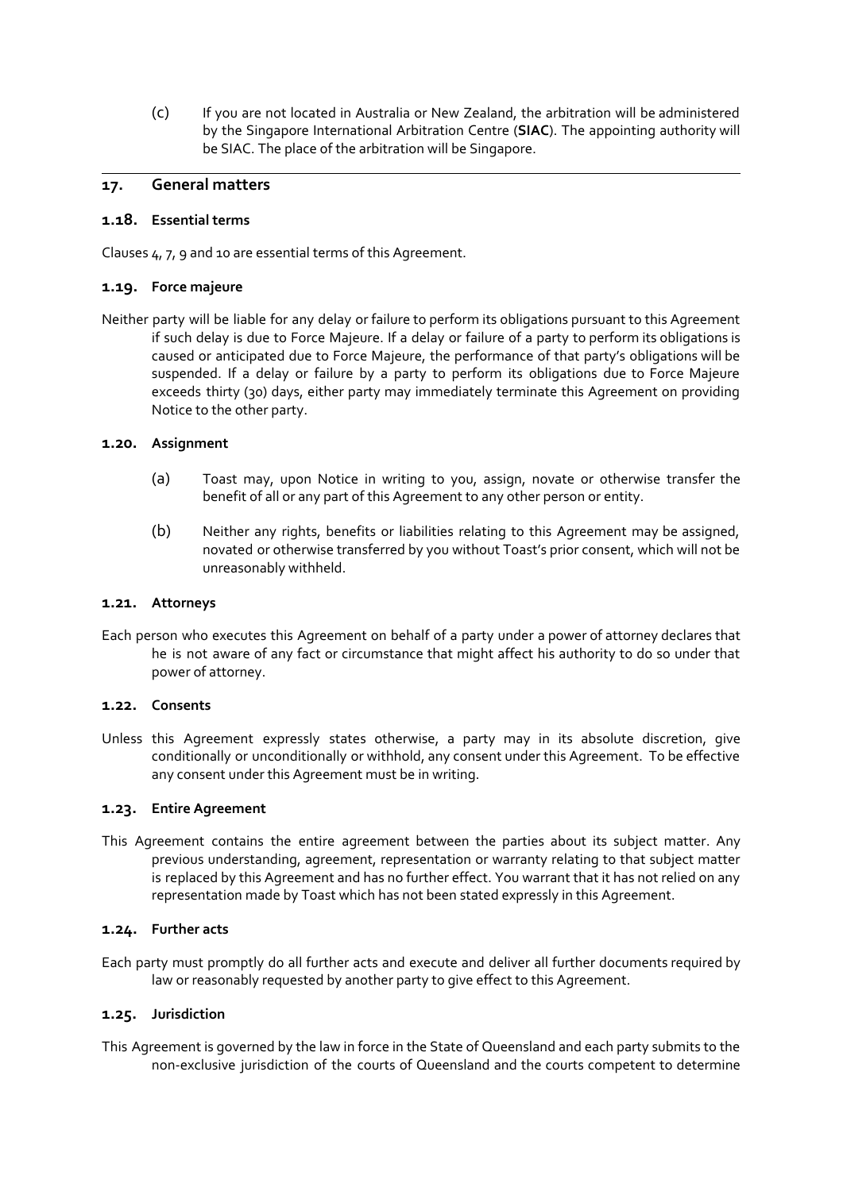(c) If you are not located in Australia or New Zealand, the arbitration will be administered by the Singapore International Arbitration Centre (**SIAC**). The appointing authority will be SIAC. The place of the arbitration will be Singapore.

## 17. General matters

### 1.18. Essential terms

Clauses 4, 7, 9 and 10 are essential terms of this Agreement.

### 1.19. Force majeure

Neither party will be liable for any delay or failure to perform its obligations pursuant to this Agreement if such delay is due to Force Majeure. If a delay or failure of a party to perform its obligations is caused or anticipated due to Force Majeure, the performance of that party's obligations will be suspended. If a delay or failure by a party to perform its obligations due to Force Majeure exceeds thirty (30) days, either party may immediately terminate this Agreement on providing Notice to the other party.

### 1.20. Assignment

(a) Toast may, upon Notice in writing to you, assign, novate or otherwise transfer the benefit of all or any part of this Agreement to any other person or entity.

(b) Neither any rights, benefits or liabilities relating to this Agreement may be assigned, novated or otherwise transferred by you without Toast's prior consent, which will not be unreasonably withheld.

### 1.21. Attorneys

Each person who executes this Agreement on behalf of a party under a power of attorney declares that he is not aware of any fact or circumstance that might affect his authority to do so under that power of attorney.

### 1.22. Consents

Unless this Agreement expressly states otherwise, a party may in its absolute discretion, give conditionally or unconditionally or withhold, any consent under this Agreement. To be effective any consent under this Agreement must be in writing.

### 1.23. Entire Agreement

This Agreement contains the entire agreement between the parties about its subject matter. Any previous understanding, agreement, representation or warranty relating to that subject matter is replaced by this Agreement and has no further effect. You warrant that it has not relied on any representation made by Toast which has not been stated expressly in this Agreement.

### 1.24. Further acts

Each party must promptly do all further acts and execute and deliver all further documents required by law or reasonably requested by another party to give effect to this Agreement.

### 1.25. Jurisdiction

This Agreement is governed by the law in force in the State of Queensland and each party submits to the non-exclusive jurisdiction of the courts of Queensland and the courts competent to determine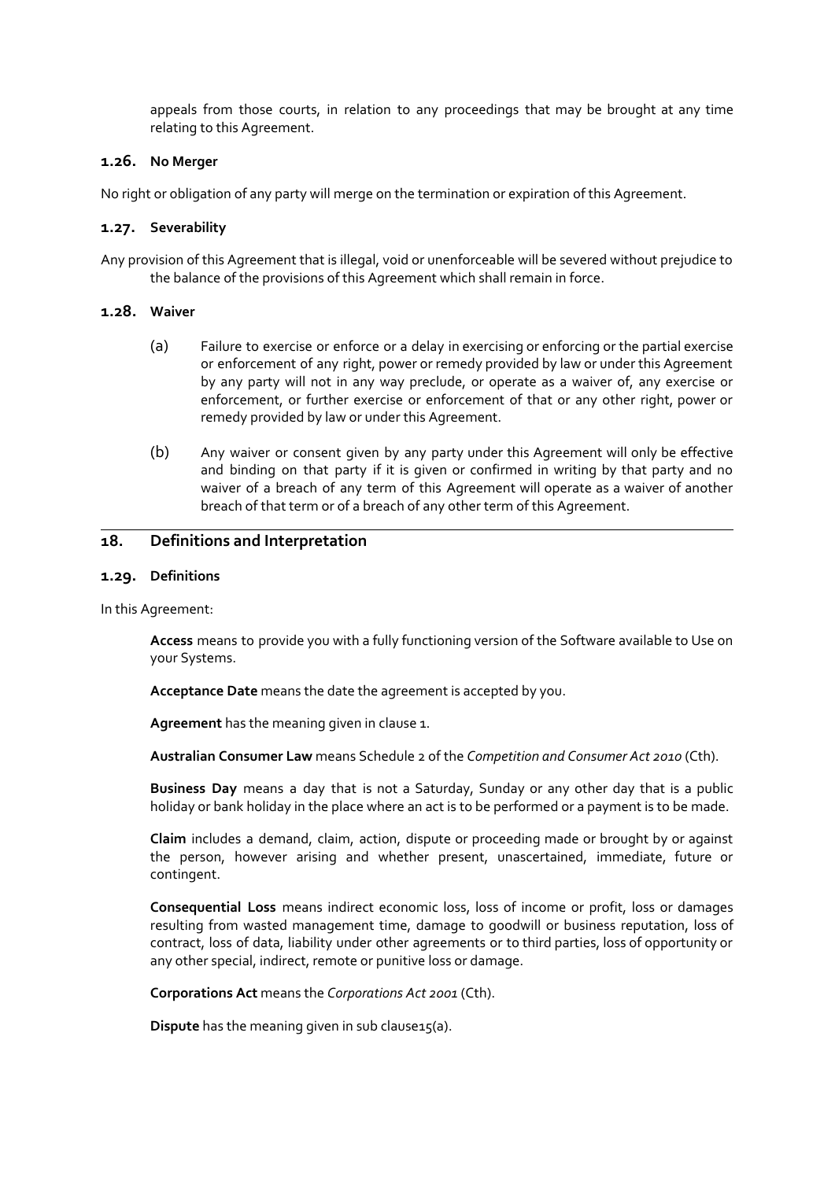appeals from those courts, in relation to any proceedings that may be brought at any time relating to this Agreement.

### 1.26. No Merger

No right or obligation of any party will merge on the termination or expiration of this Agreement.

### 1.27. Severability

Any provision of this Agreement that is illegal, void or unenforceable will be severed without prejudice to the balance of the provisions of this Agreement which shall remain in force.

### 1.28. Waiver

(a) Failure to exercise or enforce or a delay in exercising or enforcing or the partial exercise or enforcement of any right, power or remedy provided by law or under this Agreement by any party will not in any way preclude, or operate as a waiver of, any exercise or enforcement, or further exercise or enforcement of that or any other right, power or remedy provided by law or under this Agreement.

(b) Any waiver or consent given by any party under this Agreement will only be effective and binding on that party if it is given or confirmed in writing by that party and no waiver of a breach of any term of this Agreement will operate as a waiver of another breach of that term or of a breach of any other term of this Agreement.

## 18. Definitions and Interpretation

### 1.29. Definitions

In this Agreement:

**Access** means to provide you with a fully functioning version of the Software available to Use on your Systems.

**Acceptance Date** means the date the agreement is accepted by you.

**Agreement** has the meaning given in clause 1.

**Australian Consumer Law** means Schedule 2 of the *Competition and Consumer Act 2010* (Cth).

**Business Day** means a day that is not a Saturday, Sunday or any other day that is a public holiday or bank holiday in the place where an act is to be performed or a payment is to be made.

**Claim** includes a demand, claim, action, dispute or proceeding made or brought by or against the person, however arising and whether present, unascertained, immediate, future or contingent.

**Consequential Loss** means indirect economic loss, loss of income or profit, loss or damages resulting from wasted management time, damage to goodwill or business reputation, loss of contract, loss of data, liability under other agreements or to third parties, loss of opportunity or any other special, indirect, remote or punitive loss or damage.

**Corporations Act** means the *Corporations Act 2001* (Cth).

**Dispute** has the meaning given in sub clause15(a).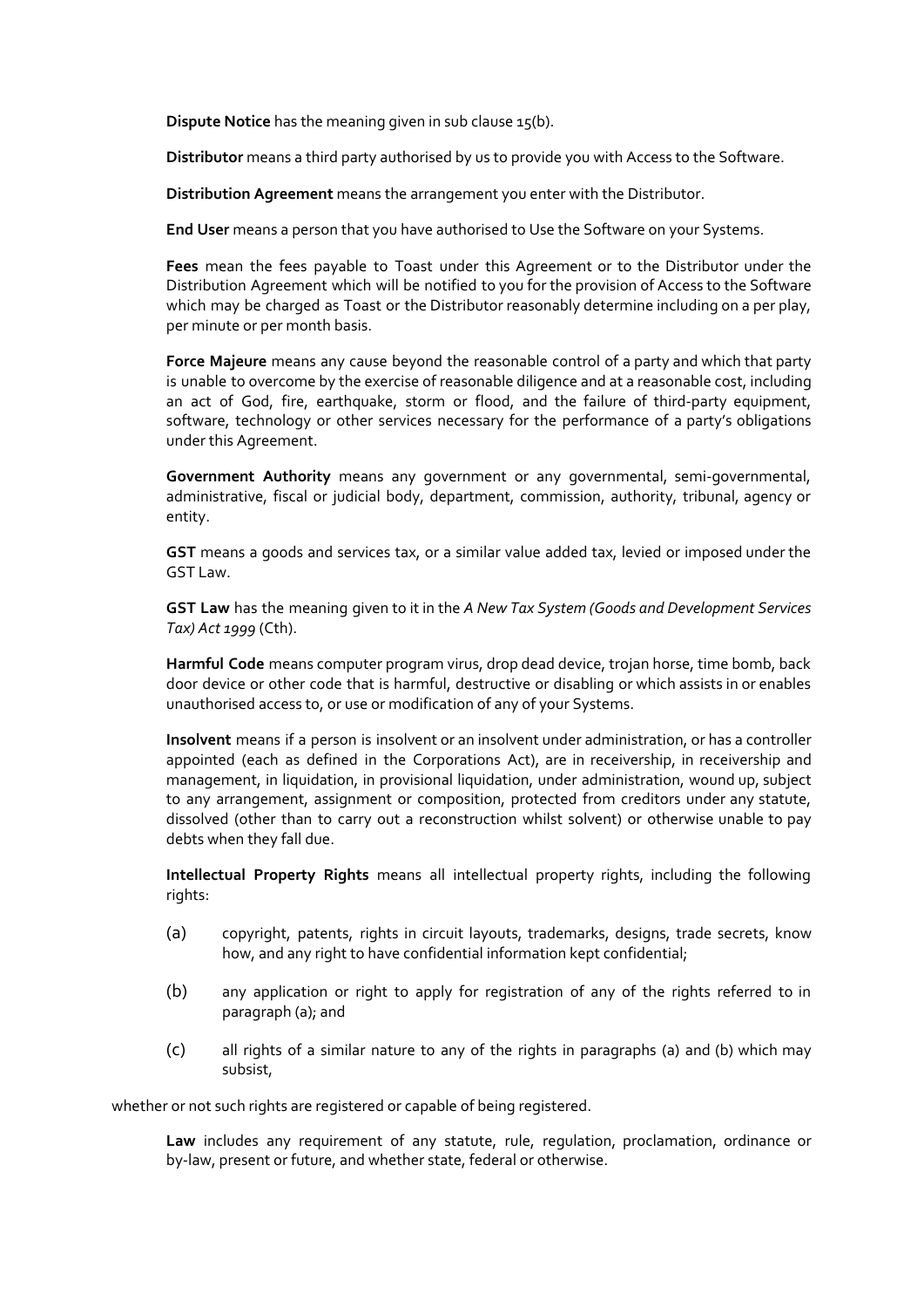**Dispute Notice** has the meaning given in sub clause 15(b).

**Distributor** means a third party authorised by us to provide you with Access to the Software.

**Distribution Agreement** means the arrangement you enter with the Distributor.

**End User** means a person that you have authorised to Use the Software on your Systems.

**Fees** mean the fees payable to Toast under this Agreement or to the Distributor under the Distribution Agreement which will be notified to you for the provision of Access to the Software which may be charged as Toast or the Distributor reasonably determine including on a per play, per minute or per month basis.

**Force Majeure** means any cause beyond the reasonable control of a party and which that party is unable to overcome by the exercise of reasonable diligence and at a reasonable cost, including an act of God, fire, earthquake, storm or flood, and the failure of third-party equipment, software, technology or other services necessary for the performance of a party's obligations under this Agreement.

**Government Authority** means any government or any governmental, semi-governmental, administrative, fiscal or judicial body, department, commission, authority, tribunal, agency or entity.

**GST** means a goods and services tax, or a similar value added tax, levied or imposed under the GST Law.

**GST Law** has the meaning given to it in the *A New Tax System (Goods and Development Services Tax) Act 1999* (Cth).

**Harmful Code** means computer program virus, drop dead device, trojan horse, time bomb, back door device or other code that is harmful, destructive or disabling or which assists in or enables unauthorised access to, or use or modification of any of your Systems.

**Insolvent** means if a person is insolvent or an insolvent under administration, or has a controller appointed (each as defined in the Corporations Act), are in receivership, in receivership and management, in liquidation, in provisional liquidation, under administration, wound up, subject to any arrangement, assignment or composition, protected from creditors under any statute, dissolved (other than to carry out a reconstruction whilst solvent) or otherwise unable to pay debts when they fall due.

**Intellectual Property Rights** means all intellectual property rights, including the following rights:

(a) copyright, patents, rights in circuit layouts, trademarks, designs, trade secrets, know how, and any right to have confidential information kept confidential;

(b) any application or right to apply for registration of any of the rights referred to in paragraph (a); and

(c) all rights of a similar nature to any of the rights in paragraphs (a) and (b) which may subsist,

whether or not such rights are registered or capable of being registered.

**Law** includes any requirement of any statute, rule, regulation, proclamation, ordinance or by-law, present or future, and whether state, federal or otherwise.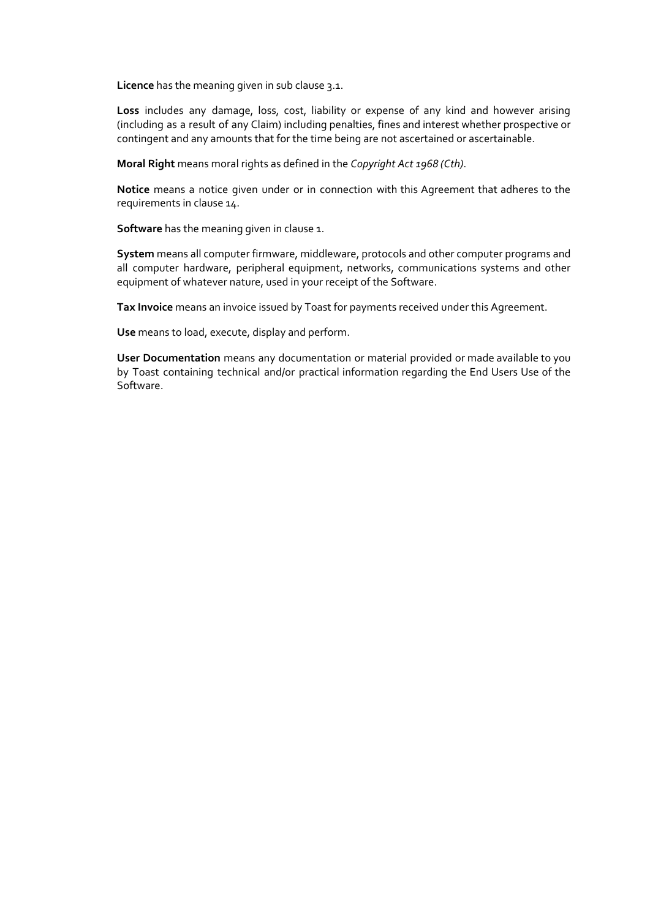**Licence** has the meaning given in sub clause 3.1.

**Loss** includes any damage, loss, cost, liability or expense of any kind and however arising (including as a result of any Claim) including penalties, fines and interest whether prospective or contingent and any amounts that for the time being are not ascertained or ascertainable.

**Moral Right** means moral rights as defined in the *Copyright Act 1968 (Cth)*.

**Notice** means a notice given under or in connection with this Agreement that adheres to the requirements in clause 14.

**Software** has the meaning given in clause 1.

**System** means all computer firmware, middleware, protocols and other computer programs and all computer hardware, peripheral equipment, networks, communications systems and other equipment of whatever nature, used in your receipt of the Software.

**Tax Invoice** means an invoice issued by Toast for payments received under this Agreement.

**Use** means to load, execute, display and perform.

**User Documentation** means any documentation or material provided or made available to you by Toast containing technical and/or practical information regarding the End Users Use of the Software.